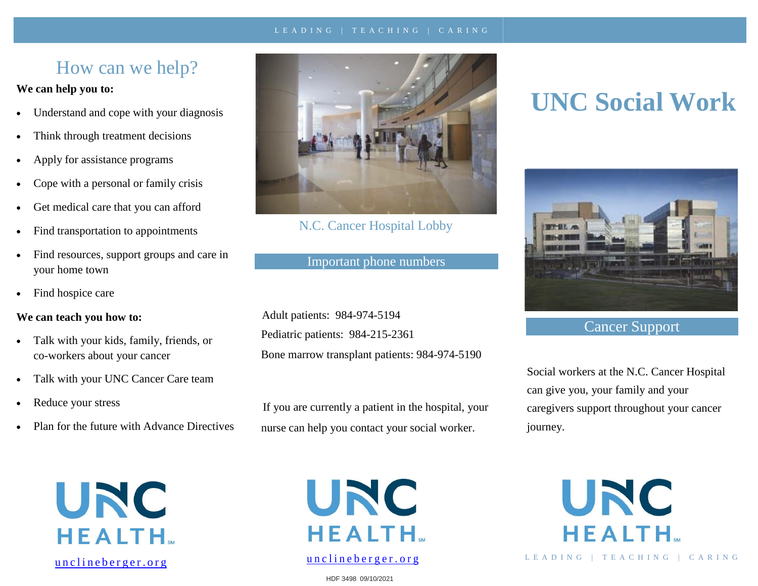LEADING | TEACHING | CARING

## How can we help?

**We can help you to:**

- Understand and cope with your diagnosis
- Think through treatment decisions
- Apply for assistance programs
- Cope with a personal or family crisis
- Get medical care that you can afford
- Find transportation to appointments
- Find resources, support groups and care in your home town
- Find hospice care

**We can teach you how to:**

- Talk with your kids, family, friends, or co-workers about your cancer
- Talk with your UNC Cancer Care team
- Reduce your stress
- Plan for the future with Advance Directives

UNC HEALTH

unclineberger.org

N.C. Cancer Hospital Lobby

### Important phone numbers

Adult patients: 984-974-5194

Pediatric patients: 984-215-2361

Bone marrow transplant patients: 984-974-5190

If you are currently a patient in the hospital, your nurse can help you contact your social worker.

UNC HEALTH

unclineberger.org

HDF 3498 09/10/2021

# UNC Social Work

### Cancer Support

Social workers at the N.C. Cancer Hospital can give you, your family and your caregivers support throughout your cancer journey.

UNC HEALTH

LEADING | TEACHING | CARING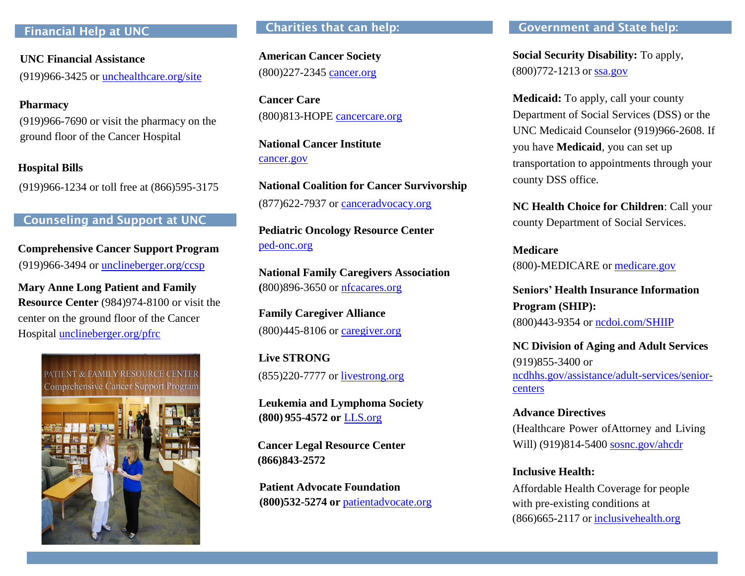## Financial Help at UNC

**UNC Financial Assistance**
(919)966-3425 or unchealthcare.org/site

**Pharmacy**
(919)966-7690 or visit the pharmacy on the ground floor of the Cancer Hospital

**Hospital Bills**
(919)966-1234 or toll free at (866)595-3175

## Counseling and Support at UNC

**Comprehensive Cancer Support Program**
(919)966-3494 or unclineberger.org/ccsp

**Mary Anne Long Patient and Family Resource Center** (984)974-8100 or visit the center on the ground floor of the Cancer Hospital unclineberger.org/pfrc

## Charities that can help:

**American Cancer Society**
(800)227-2345 cancer.org

**Cancer Care**
(800)813-HOPE cancercare.org

**National Cancer Institute**
cancer.gov

**National Coalition for Cancer Survivorship**
(877)622-7937 or canceradvocacy.org

**Pediatric Oncology Resource Center**
ped-onc.org

**National Family Caregivers Association**
**(**800)896-3650 or nfcacares.org

**Family Caregiver Alliance**
(800)445-8106 or caregiver.org

**Live STRONG**
(855)220-7777 or livestrong.org

**Leukemia and Lymphoma Society**
**(800) 955-4572 or** LLS.org

**Cancer Legal Resource Center**
**(866)843-2572**

**Patient Advocate Foundation**
**(800)532-5274 or** patientadvocate.org

## Government and State help:

**Social Security Disability:** To apply, (800)772-1213 or ssa.gov

**Medicaid:** To apply, call your county Department of Social Services (DSS) or the UNC Medicaid Counselor (919)966-2608. If you have **Medicaid**, you can set up transportation to appointments through your county DSS office.

**NC Health Choice for Children**: Call your county Department of Social Services.

**Medicare**
(800)-MEDICARE or medicare.gov

**Seniors' Health Insurance Information Program (SHIP):**
(800)443-9354 or ncdoi.com/SHIIP

**NC Division of Aging and Adult Services**
(919)855-3400 or ncdhhs.gov/assistance/adult-services/senior-centers

**Advance Directives**
(Healthcare Power ofAttorney and Living Will) (919)814-5400 sosnc.gov/ahcdr

**Inclusive Health:**
Affordable Health Coverage for people with pre-existing conditions at (866)665-2117 or inclusivehealth.org